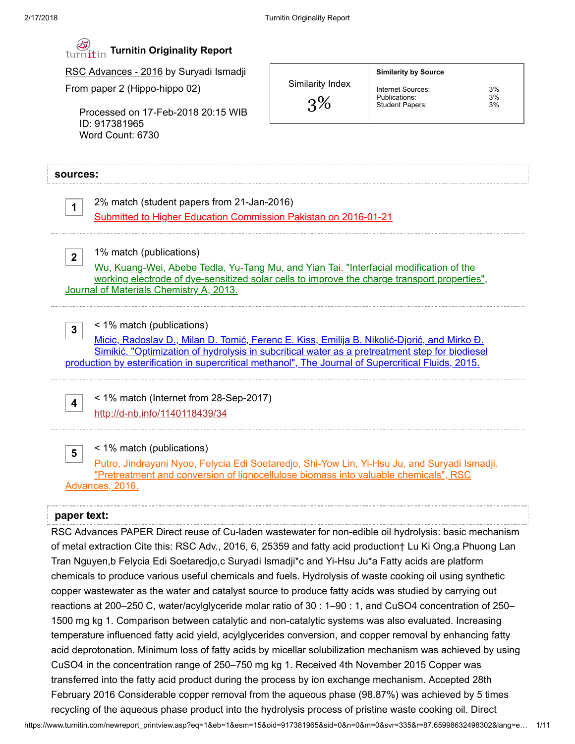# Turnitin Originality Report

RSC Advances - 2016 by Suryadi Ismadji

From paper 2 (Hippo-hippo 02)

Processed on 17-Feb-2018 20:15 WIB
ID: 917381965
Word Count: 6730

| Similarity Index | Similarity by Source | |
|---|---|---|
| 3% | Internet Sources: | 3% |
| | Publications: | 3% |
| | Student Papers: | 3% |

## sources:

1. 2% match (student papers from 21-Jan-2016)
Submitted to Higher Education Commission Pakistan on 2016-01-21

2. 1% match (publications)
Wu, Kuang-Wei, Abebe Tedla, Yu-Tang Mu, and Yian Tai. "Interfacial modification of the working electrode of dye-sensitized solar cells to improve the charge transport properties", Journal of Materials Chemistry A, 2013.

3. < 1% match (publications)
Micic, Radoslav D., Milan D. Tomić, Ferenc E. Kiss, Emilija B. Nikolić-Djorić, and Mirko Đ. Simikić. "Optimization of hydrolysis in subcritical water as a pretreatment step for biodiesel production by esterification in supercritical methanol", The Journal of Supercritical Fluids, 2015.

4. < 1% match (Internet from 28-Sep-2017)
http://d-nb.info/1140118439/34

5. < 1% match (publications)
Putro, Jindrayani Nyoo, Felycia Edi Soetaredjo, Shi-Yow Lin, Yi-Hsu Ju, and Suryadi Ismadji. "Pretreatment and conversion of lignocellulose biomass into valuable chemicals", RSC Advances, 2016.

## paper text:

RSC Advances PAPER Direct reuse of Cu-laden wastewater for non-edible oil hydrolysis: basic mechanism of metal extraction Cite this: RSC Adv., 2016, 6, 25359 and fatty acid production† Lu Ki Ong,a Phuong Lan Tran Nguyen,b Felycia Edi Soetaredjo,c Suryadi Ismadji*c and Yi-Hsu Ju*a Fatty acids are platform chemicals to produce various useful chemicals and fuels. Hydrolysis of waste cooking oil using synthetic copper wastewater as the water and catalyst source to produce fatty acids was studied by carrying out reactions at 200–250 C, water/acylglyceride molar ratio of 30 : 1–90 : 1, and CuSO4 concentration of 250–1500 mg kg 1. Comparison between catalytic and non-catalytic systems was also evaluated. Increasing temperature influenced fatty acid yield, acylglycerides conversion, and copper removal by enhancing fatty acid deprotonation. Minimum loss of fatty acids by micellar solubilization mechanism was achieved by using CuSO4 in the concentration range of 250–750 mg kg 1. Received 4th November 2015 Copper was transferred into the fatty acid product during the process by ion exchange mechanism. Accepted 28th February 2016 Considerable copper removal from the aqueous phase (98.87%) was achieved by 5 times recycling of the aqueous phase product into the hydrolysis process of pristine waste cooking oil. Direct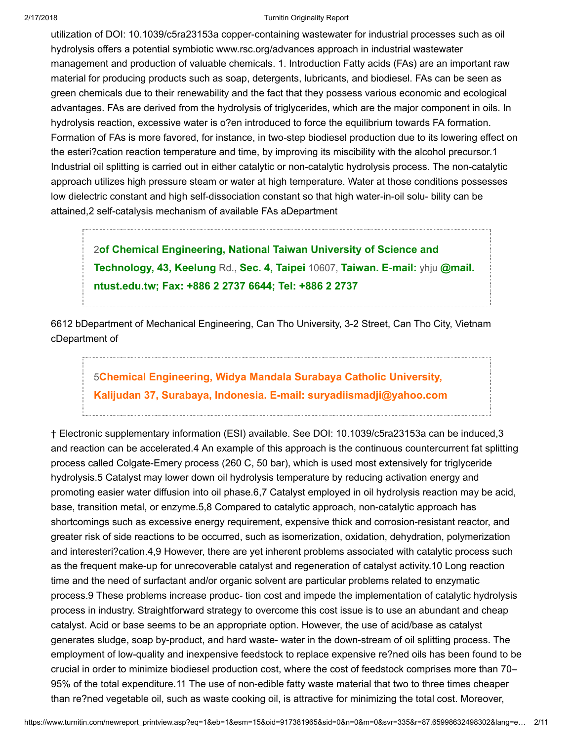utilization of DOI: 10.1039/c5ra23153a copper-containing wastewater for industrial processes such as oil hydrolysis offers a potential symbiotic www.rsc.org/advances approach in industrial wastewater management and production of valuable chemicals. 1. Introduction Fatty acids (FAs) are an important raw material for producing products such as soap, detergents, lubricants, and biodiesel. FAs can be seen as green chemicals due to their renewability and the fact that they possess various economic and ecological advantages. FAs are derived from the hydrolysis of triglycerides, which are the major component in oils. In hydrolysis reaction, excessive water is o?en introduced to force the equilibrium towards FA formation. Formation of FAs is more favored, for instance, in two-step biodiesel production due to its lowering effect on the esteri?cation reaction temperature and time, by improving its miscibility with the alcohol precursor.1 Industrial oil splitting is carried out in either catalytic or non-catalytic hydrolysis process. The non-catalytic approach utilizes high pressure steam or water at high temperature. Water at those conditions possesses low dielectric constant and high self-dissociation constant so that high water-in-oil solu- bility can be attained,2 self-catalysis mechanism of available FAs aDepartment

> 2**of Chemical Engineering, National Taiwan University of Science and Technology, 43, Keelung** Rd., **Sec. 4, Taipei** 10607, **Taiwan. E-mail:** yhju **@mail. ntust.edu.tw; Fax: +886 2 2737 6644; Tel: +886 2 2737**

6612 bDepartment of Mechanical Engineering, Can Tho University, 3-2 Street, Can Tho City, Vietnam cDepartment of

> 5**Chemical Engineering, Widya Mandala Surabaya Catholic University, Kalijudan 37, Surabaya, Indonesia. E-mail: suryadiismadji@yahoo.com**

† Electronic supplementary information (ESI) available. See DOI: 10.1039/c5ra23153a can be induced,3 and reaction can be accelerated.4 An example of this approach is the continuous countercurrent fat splitting process called Colgate-Emery process (260 C, 50 bar), which is used most extensively for triglyceride hydrolysis.5 Catalyst may lower down oil hydrolysis temperature by reducing activation energy and promoting easier water diffusion into oil phase.6,7 Catalyst employed in oil hydrolysis reaction may be acid, base, transition metal, or enzyme.5,8 Compared to catalytic approach, non-catalytic approach has shortcomings such as excessive energy requirement, expensive thick and corrosion-resistant reactor, and greater risk of side reactions to be occurred, such as isomerization, oxidation, dehydration, polymerization and interesteri?cation.4,9 However, there are yet inherent problems associated with catalytic process such as the frequent make-up for unrecoverable catalyst and regeneration of catalyst activity.10 Long reaction time and the need of surfactant and/or organic solvent are particular problems related to enzymatic process.9 These problems increase produc- tion cost and impede the implementation of catalytic hydrolysis process in industry. Straightforward strategy to overcome this cost issue is to use an abundant and cheap catalyst. Acid or base seems to be an appropriate option. However, the use of acid/base as catalyst generates sludge, soap by-product, and hard waste- water in the down-stream of oil splitting process. The employment of low-quality and inexpensive feedstock to replace expensive re?ned oils has been found to be crucial in order to minimize biodiesel production cost, where the cost of feedstock comprises more than 70–95% of the total expenditure.11 The use of non-edible fatty waste material that two to three times cheaper than re?ned vegetable oil, such as waste cooking oil, is attractive for minimizing the total cost. Moreover,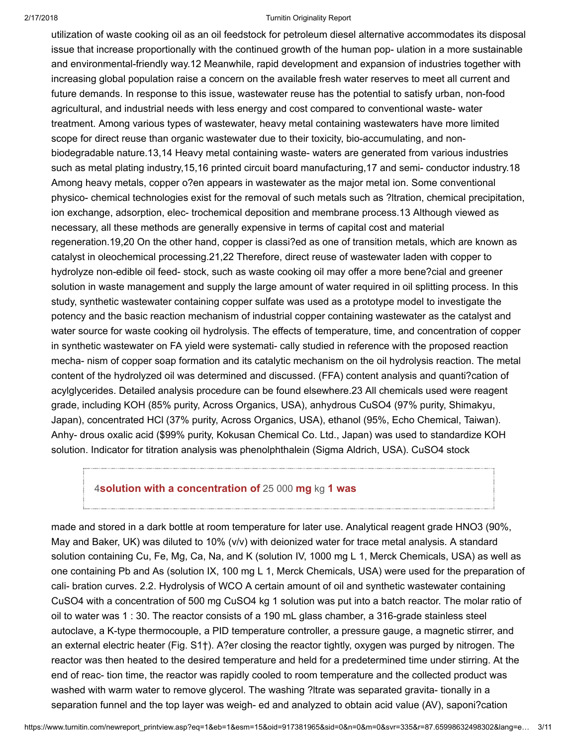utilization of waste cooking oil as an oil feedstock for petroleum diesel alternative accommodates its disposal issue that increase proportionally with the continued growth of the human pop- ulation in a more sustainable and environmental-friendly way.12 Meanwhile, rapid development and expansion of industries together with increasing global population raise a concern on the available fresh water reserves to meet all current and future demands. In response to this issue, wastewater reuse has the potential to satisfy urban, non-food agricultural, and industrial needs with less energy and cost compared to conventional waste- water treatment. Among various types of wastewater, heavy metal containing wastewaters have more limited scope for direct reuse than organic wastewater due to their toxicity, bio-accumulating, and non-biodegradable nature.13,14 Heavy metal containing waste- waters are generated from various industries such as metal plating industry,15,16 printed circuit board manufacturing,17 and semi- conductor industry.18 Among heavy metals, copper o?en appears in wastewater as the major metal ion. Some conventional physico- chemical technologies exist for the removal of such metals such as ?ltration, chemical precipitation, ion exchange, adsorption, elec- trochemical deposition and membrane process.13 Although viewed as necessary, all these methods are generally expensive in terms of capital cost and material regeneration.19,20 On the other hand, copper is classi?ed as one of transition metals, which are known as catalyst in oleochemical processing.21,22 Therefore, direct reuse of wastewater laden with copper to hydrolyze non-edible oil feed- stock, such as waste cooking oil may offer a more bene?cial and greener solution in waste management and supply the large amount of water required in oil splitting process. In this study, synthetic wastewater containing copper sulfate was used as a prototype model to investigate the potency and the basic reaction mechanism of industrial copper containing wastewater as the catalyst and water source for waste cooking oil hydrolysis. The effects of temperature, time, and concentration of copper in synthetic wastewater on FA yield were systemati- cally studied in reference with the proposed reaction mecha- nism of copper soap formation and its catalytic mechanism on the oil hydrolysis reaction. The metal content of the hydrolyzed oil was determined and discussed. (FFA) content analysis and quanti?cation of acylglycerides. Detailed analysis procedure can be found elsewhere.23 All chemicals used were reagent grade, including KOH (85% purity, Across Organics, USA), anhydrous $CuSO_4$ (97% purity, Shimakyu, Japan), concentrated HCl (37% purity, Across Organics, USA), ethanol (95%, Echo Chemical, Taiwan). Anhy- drous oxalic acid ($99% purity, Kokusan Chemical Co. Ltd., Japan) was used to standardize KOH solution. Indicator for titration analysis was phenolphthalein (Sigma Aldrich, USA). $CuSO_4$ stock

4**solution with a concentration of** 25 000 **mg** kg **1 was**

made and stored in a dark bottle at room temperature for later use. Analytical reagent grade $HNO_3$ (90%, May and Baker, UK) was diluted to 10% (v/v) with deionized water for trace metal analysis. A standard solution containing Cu, Fe, Mg, Ca, Na, and K (solution IV, 1000 mg L 1, Merck Chemicals, USA) as well as one containing Pb and As (solution IX, 100 mg L 1, Merck Chemicals, USA) were used for the preparation of cali- bration curves. 2.2. Hydrolysis of WCO A certain amount of oil and synthetic wastewater containing $CuSO_4$ with a concentration of 500 mg $CuSO_4$ kg 1 solution was put into a batch reactor. The molar ratio of oil to water was 1 : 30. The reactor consists of a 190 mL glass chamber, a 316-grade stainless steel autoclave, a K-type thermocouple, a PID temperature controller, a pressure gauge, a magnetic stirrer, and an external electric heater (Fig. S1†). A?er closing the reactor tightly, oxygen was purged by nitrogen. The reactor was then heated to the desired temperature and held for a predetermined time under stirring. At the end of reac- tion time, the reactor was rapidly cooled to room temperature and the collected product was washed with warm water to remove glycerol. The washing ?ltrate was separated gravita- tionally in a separation funnel and the top layer was weigh- ed and analyzed to obtain acid value (AV), saponi?cation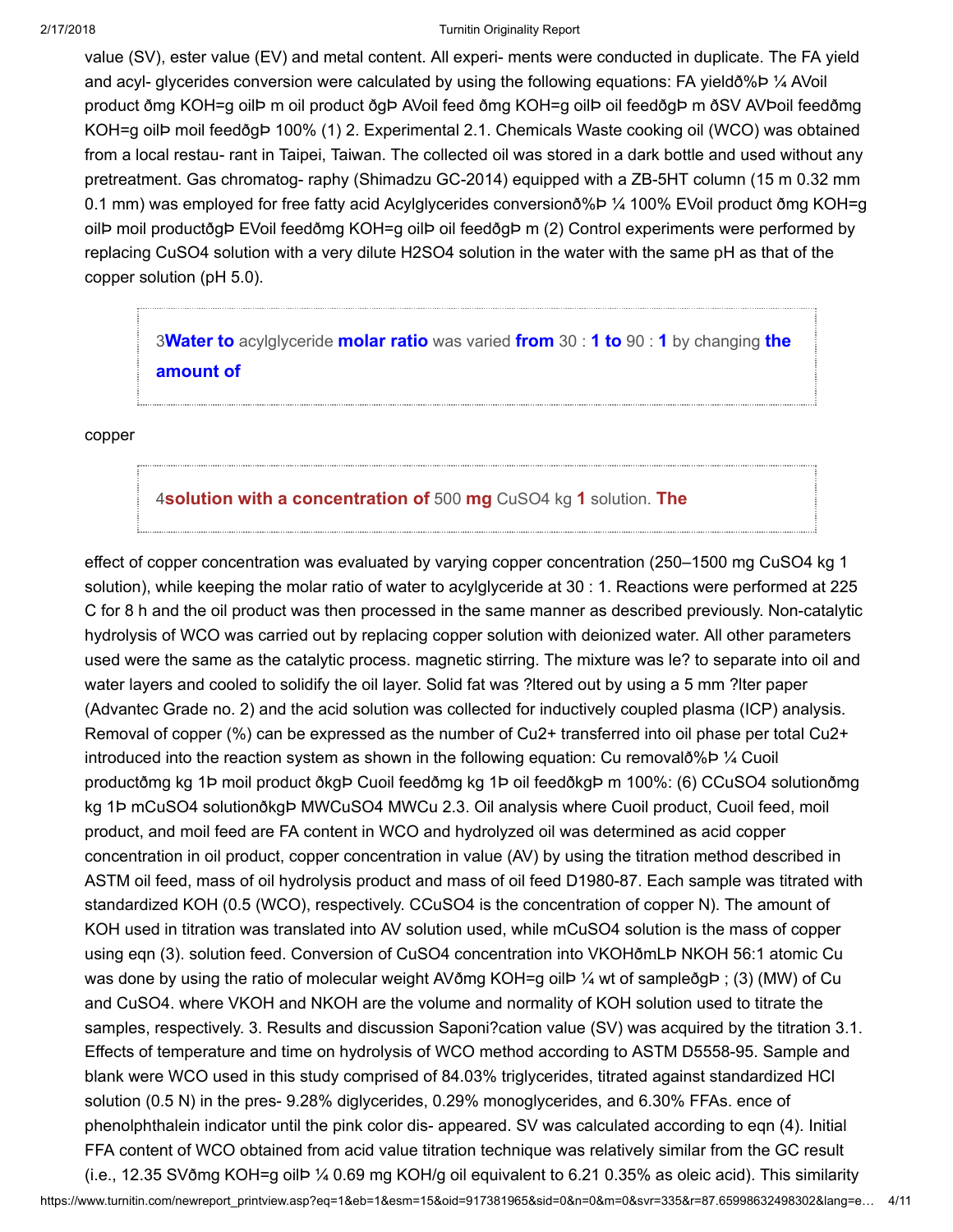value (SV), ester value (EV) and metal content. All experi- ments were conducted in duplicate. The FA yield and acyl- glycerides conversion were calculated by using the following equations: FA yieldð%Þ ¼ AVoil product ðmg KOH=g oilÞ m oil product ðgÞ AVoil feed ðmg KOH=g oilÞ oil feedðgÞ m ðSV AVÞoil feedðmg KOH=g oilÞ moil feedðgÞ 100% (1) 2. Experimental 2.1. Chemicals Waste cooking oil (WCO) was obtained from a local restau- rant in Taipei, Taiwan. The collected oil was stored in a dark bottle and used without any pretreatment. Gas chromatog- raphy (Shimadzu GC-2014) equipped with a ZB-5HT column (15 m 0.32 mm 0.1 mm) was employed for free fatty acid Acylglycerides conversionð%Þ ¼ 100% EVoil product ðmg KOH=g oilÞ moil productðgÞ EVoil feedðmg KOH=g oilÞ oil feedðgÞ m (2) Control experiments were performed by replacing CuSO4 solution with a very dilute H2SO4 solution in the water with the same pH as that of the copper solution (pH 5.0).

> 3**Water to** acylglyceride **molar ratio** was varied **from** 30 : **1 to** 90 : **1** by changing **the amount of**

copper

> 4**solution with a concentration of** 500 **mg** CuSO4 kg **1** solution. **The**

effect of copper concentration was evaluated by varying copper concentration (250–1500 mg CuSO4 kg 1 solution), while keeping the molar ratio of water to acylglyceride at 30 : 1. Reactions were performed at 225 C for 8 h and the oil product was then processed in the same manner as described previously. Non-catalytic hydrolysis of WCO was carried out by replacing copper solution with deionized water. All other parameters used were the same as the catalytic process. magnetic stirring. The mixture was le? to separate into oil and water layers and cooled to solidify the oil layer. Solid fat was ?ltered out by using a 5 mm ?lter paper (Advantec Grade no. 2) and the acid solution was collected for inductively coupled plasma (ICP) analysis. Removal of copper (%) can be expressed as the number of Cu2+ transferred into oil phase per total Cu2+ introduced into the reaction system as shown in the following equation: Cu removalð%Þ ¼ Cuoil productðmg kg 1Þ moil product ðkgÞ Cuoil feedðmg kg 1Þ oil feedðkgÞ m 100%: (6) CCuSO4 solutionðmg kg 1Þ mCuSO4 solutionðkgÞ MWCuSO4 MWCu 2.3. Oil analysis where Cuoil product, Cuoil feed, moil product, and moil feed are FA content in WCO and hydrolyzed oil was determined as acid copper concentration in oil product, copper concentration in value (AV) by using the titration method described in ASTM oil feed, mass of oil hydrolysis product and mass of oil feed D1980-87. Each sample was titrated with standardized KOH (0.5 (WCO), respectively. CCuSO4 is the concentration of copper N). The amount of KOH used in titration was translated into AV solution used, while mCuSO4 solution is the mass of copper using eqn (3). solution feed. Conversion of CuSO4 concentration into VKOHðmLÞ NKOH 56:1 atomic Cu was done by using the ratio of molecular weight AVðmg KOH=g oilÞ ¼ wt of sampleðgÞ ; (3) (MW) of Cu and CuSO4. where VKOH and NKOH are the volume and normality of KOH solution used to titrate the samples, respectively. 3. Results and discussion Saponi?cation value (SV) was acquired by the titration 3.1. Effects of temperature and time on hydrolysis of WCO method according to ASTM D5558-95. Sample and blank were WCO used in this study comprised of 84.03% triglycerides, titrated against standardized HCl solution (0.5 N) in the pres- 9.28% diglycerides, 0.29% monoglycerides, and 6.30% FFAs. ence of phenolphthalein indicator until the pink color dis- appeared. SV was calculated according to eqn (4). Initial FFA content of WCO obtained from acid value titration technique was relatively similar from the GC result (i.e., 12.35 SVðmg KOH=g oilÞ ¼ 0.69 mg KOH/g oil equivalent to 6.21 0.35% as oleic acid). This similarity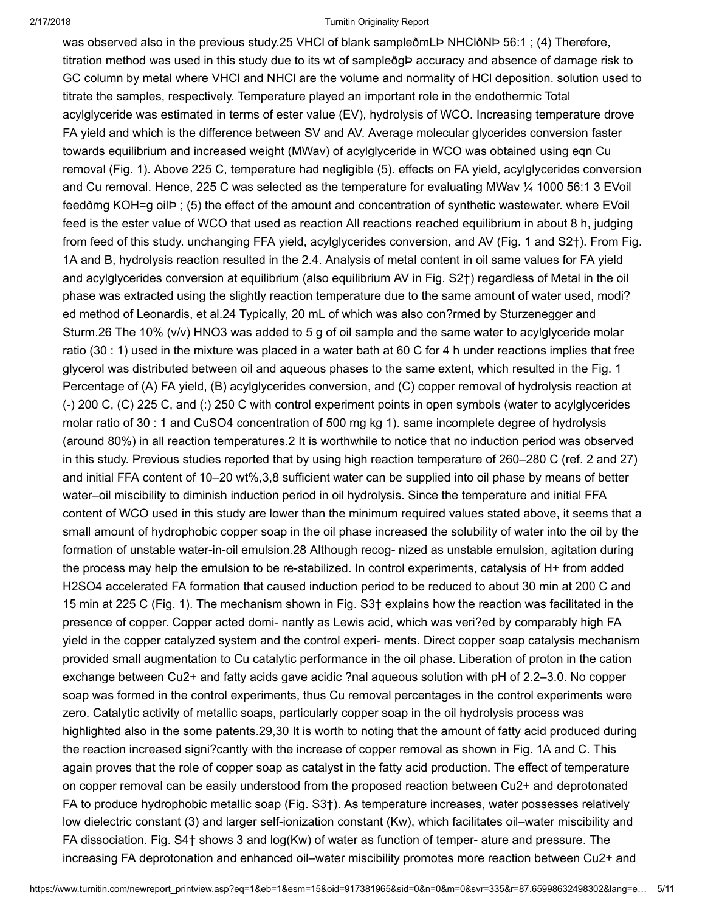was observed also in the previous study.25 VHCl of blank sampleðmLÞ NHClðNÞ 56:1 ; (4) Therefore, titration method was used in this study due to its wt of sampleðgÞ accuracy and absence of damage risk to GC column by metal where VHCl and NHCl are the volume and normality of HCl deposition. solution used to titrate the samples, respectively. Temperature played an important role in the endothermic Total acylglyceride was estimated in terms of ester value (EV), hydrolysis of WCO. Increasing temperature drove FA yield and which is the difference between SV and AV. Average molecular glycerides conversion faster towards equilibrium and increased weight (MWav) of acylglyceride in WCO was obtained using eqn Cu removal (Fig. 1). Above 225 C, temperature had negligible (5). effects on FA yield, acylglycerides conversion and Cu removal. Hence, 225 C was selected as the temperature for evaluating MWav ¼ 1000 56:1 3 EVoil feedðmg KOH=g oilÞ ; (5) the effect of the amount and concentration of synthetic wastewater. where EVoil feed is the ester value of WCO that used as reaction All reactions reached equilibrium in about 8 h, judging from feed of this study. unchanging FFA yield, acylglycerides conversion, and AV (Fig. 1 and S2†). From Fig. 1A and B, hydrolysis reaction resulted in the 2.4. Analysis of metal content in oil same values for FA yield and acylglycerides conversion at equilibrium (also equilibrium AV in Fig. S2†) regardless of Metal in the oil phase was extracted using the slightly reaction temperature due to the same amount of water used, modi? ed method of Leonardis, et al.24 Typically, 20 mL of which was also con?rmed by Sturzenegger and Sturm.26 The 10% (v/v) HNO3 was added to 5 g of oil sample and the same water to acylglyceride molar ratio (30 : 1) used in the mixture was placed in a water bath at 60 C for 4 h under reactions implies that free glycerol was distributed between oil and aqueous phases to the same extent, which resulted in the Fig. 1 Percentage of (A) FA yield, (B) acylglycerides conversion, and (C) copper removal of hydrolysis reaction at (-) 200 C, (C) 225 C, and (:) 250 C with control experiment points in open symbols (water to acylglycerides molar ratio of 30 : 1 and CuSO4 concentration of 500 mg kg 1). same incomplete degree of hydrolysis (around 80%) in all reaction temperatures.2 It is worthwhile to notice that no induction period was observed in this study. Previous studies reported that by using high reaction temperature of 260–280 C (ref. 2 and 27) and initial FFA content of 10–20 wt%,3,8 sufficient water can be supplied into oil phase by means of better water–oil miscibility to diminish induction period in oil hydrolysis. Since the temperature and initial FFA content of WCO used in this study are lower than the minimum required values stated above, it seems that a small amount of hydrophobic copper soap in the oil phase increased the solubility of water into the oil by the formation of unstable water-in-oil emulsion.28 Although recog- nized as unstable emulsion, agitation during the process may help the emulsion to be re-stabilized. In control experiments, catalysis of H+ from added H2SO4 accelerated FA formation that caused induction period to be reduced to about 30 min at 200 C and 15 min at 225 C (Fig. 1). The mechanism shown in Fig. S3† explains how the reaction was facilitated in the presence of copper. Copper acted domi- nantly as Lewis acid, which was veri?ed by comparably high FA yield in the copper catalyzed system and the control experi- ments. Direct copper soap catalysis mechanism provided small augmentation to Cu catalytic performance in the oil phase. Liberation of proton in the cation exchange between Cu2+ and fatty acids gave acidic ?nal aqueous solution with pH of 2.2–3.0. No copper soap was formed in the control experiments, thus Cu removal percentages in the control experiments were zero. Catalytic activity of metallic soaps, particularly copper soap in the oil hydrolysis process was highlighted also in the some patents.29,30 It is worth to noting that the amount of fatty acid produced during the reaction increased signi?cantly with the increase of copper removal as shown in Fig. 1A and C. This again proves that the role of copper soap as catalyst in the fatty acid production. The effect of temperature on copper removal can be easily understood from the proposed reaction between Cu2+ and deprotonated FA to produce hydrophobic metallic soap (Fig. S3†). As temperature increases, water possesses relatively low dielectric constant (3) and larger self-ionization constant (Kw), which facilitates oil–water miscibility and FA dissociation. Fig. S4† shows 3 and log(Kw) of water as function of temper- ature and pressure. The increasing FA deprotonation and enhanced oil–water miscibility promotes more reaction between Cu2+ and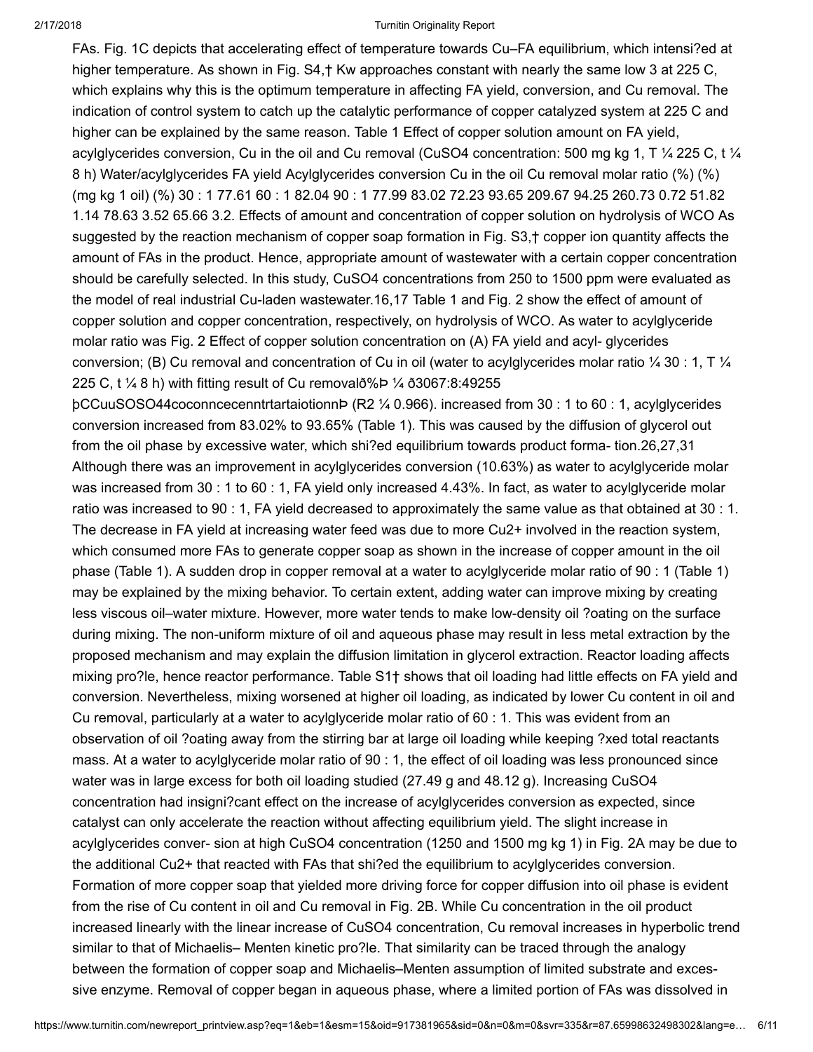FAs. Fig. 1C depicts that accelerating effect of temperature towards Cu–FA equilibrium, which intensi?ed at higher temperature. As shown in Fig. S4,† Kw approaches constant with nearly the same low 3 at 225 C, which explains why this is the optimum temperature in affecting FA yield, conversion, and Cu removal. The indication of control system to catch up the catalytic performance of copper catalyzed system at 225 C and higher can be explained by the same reason. Table 1 Effect of copper solution amount on FA yield, acylglycerides conversion, Cu in the oil and Cu removal ($CuSO_4$ concentration: 500 mg kg 1, T ¼ 225 C, t ¼ 8 h) Water/acylglycerides FA yield Acylglycerides conversion Cu in the oil Cu removal molar ratio (%) (%) (mg kg 1 oil) (%) 30 : 1 77.61 60 : 1 82.04 90 : 1 77.99 83.02 72.23 93.65 209.67 94.25 260.73 0.72 51.82 1.14 78.63 3.52 65.66 3.2. Effects of amount and concentration of copper solution on hydrolysis of WCO As suggested by the reaction mechanism of copper soap formation in Fig. S3,† copper ion quantity affects the amount of FAs in the product. Hence, appropriate amount of wastewater with a certain copper concentration should be carefully selected. In this study, $CuSO_4$ concentrations from 250 to 1500 ppm were evaluated as the model of real industrial Cu-laden wastewater.16,17 Table 1 and Fig. 2 show the effect of amount of copper solution and copper concentration, respectively, on hydrolysis of WCO. As water to acylglyceride molar ratio was Fig. 2 Effect of copper solution concentration on (A) FA yield and acyl- glycerides conversion; (B) Cu removal and concentration of Cu in oil (water to acylglycerides molar ratio ¼ 30 : 1, T ¼ 225 C, t ¼ 8 h) with fitting result of Cu removalð%Þ ¼ ð3067:8:49255 þCCuuSOSO44coconncecenntrtartaiotionnÞ ($R^2$ ¼ 0.966). increased from 30 : 1 to 60 : 1, acylglycerides conversion increased from 83.02% to 93.65% (Table 1). This was caused by the diffusion of glycerol out from the oil phase by excessive water, which shi?ed equilibrium towards product forma- tion.26,27,31 Although there was an improvement in acylglycerides conversion (10.63%) as water to acylglyceride molar was increased from 30 : 1 to 60 : 1, FA yield only increased 4.43%. In fact, as water to acylglyceride molar ratio was increased to 90 : 1, FA yield decreased to approximately the same value as that obtained at 30 : 1. The decrease in FA yield at increasing water feed was due to more $Cu^{2+}$ involved in the reaction system, which consumed more FAs to generate copper soap as shown in the increase of copper amount in the oil phase (Table 1). A sudden drop in copper removal at a water to acylglyceride molar ratio of 90 : 1 (Table 1) may be explained by the mixing behavior. To certain extent, adding water can improve mixing by creating less viscous oil–water mixture. However, more water tends to make low-density oil ?oating on the surface during mixing. The non-uniform mixture of oil and aqueous phase may result in less metal extraction by the proposed mechanism and may explain the diffusion limitation in glycerol extraction. Reactor loading affects mixing pro?le, hence reactor performance. Table S1† shows that oil loading had little effects on FA yield and conversion. Nevertheless, mixing worsened at higher oil loading, as indicated by lower Cu content in oil and Cu removal, particularly at a water to acylglyceride molar ratio of 60 : 1. This was evident from an observation of oil ?oating away from the stirring bar at large oil loading while keeping ?xed total reactants mass. At a water to acylglyceride molar ratio of 90 : 1, the effect of oil loading was less pronounced since water was in large excess for both oil loading studied (27.49 g and 48.12 g). Increasing $CuSO_4$ concentration had insigni?cant effect on the increase of acylglycerides conversion as expected, since catalyst can only accelerate the reaction without affecting equilibrium yield. The slight increase in acylglycerides conver- sion at high $CuSO_4$ concentration (1250 and 1500 mg kg 1) in Fig. 2A may be due to the additional $Cu^{2+}$ that reacted with FAs that shi?ed the equilibrium to acylglycerides conversion. Formation of more copper soap that yielded more driving force for copper diffusion into oil phase is evident from the rise of Cu content in oil and Cu removal in Fig. 2B. While Cu concentration in the oil product increased linearly with the linear increase of $CuSO_4$ concentration, Cu removal increases in hyperbolic trend similar to that of Michaelis– Menten kinetic pro?le. That similarity can be traced through the analogy between the formation of copper soap and Michaelis–Menten assumption of limited substrate and exces- sive enzyme. Removal of copper began in aqueous phase, where a limited portion of FAs was dissolved in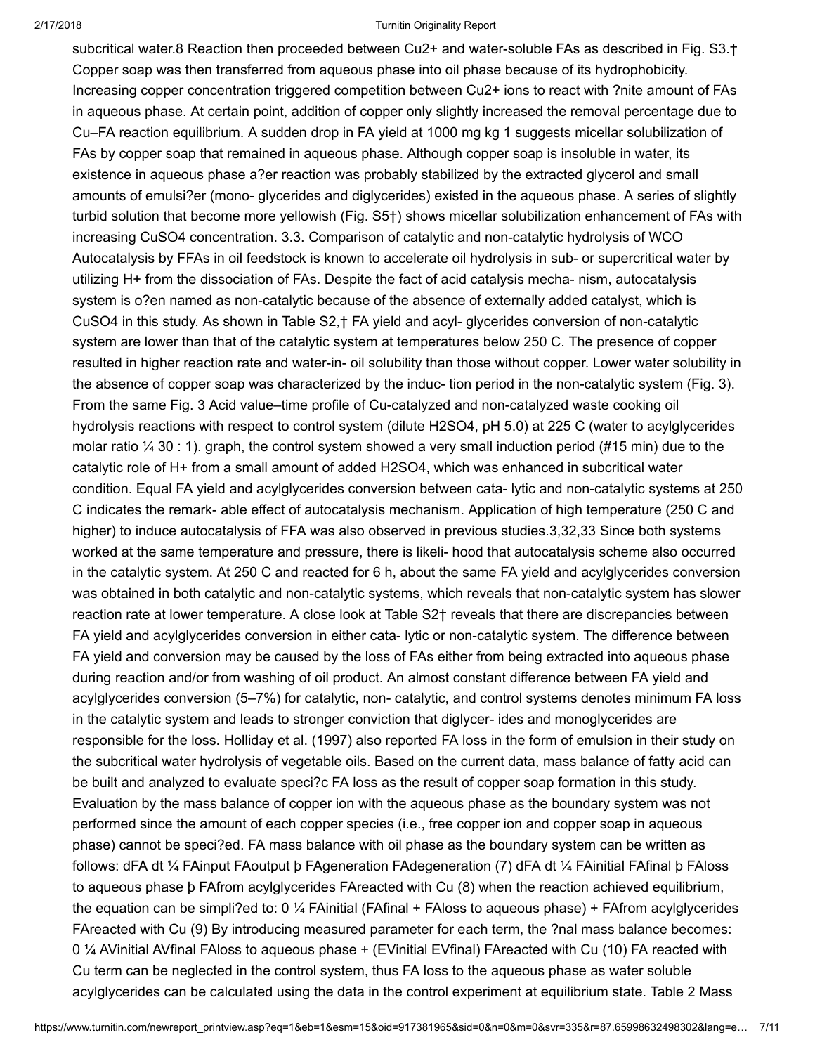subcritical water.8 Reaction then proceeded between $Cu^{2+}$ and water-soluble FAs as described in Fig. S3.† Copper soap was then transferred from aqueous phase into oil phase because of its hydrophobicity. Increasing copper concentration triggered competition between $Cu^{2+}$ ions to react with ?nite amount of FAs in aqueous phase. At certain point, addition of copper only slightly increased the removal percentage due to Cu–FA reaction equilibrium. A sudden drop in FA yield at 1000 mg kg 1 suggests micellar solubilization of FAs by copper soap that remained in aqueous phase. Although copper soap is insoluble in water, its existence in aqueous phase a?er reaction was probably stabilized by the extracted glycerol and small amounts of emulsi?er (mono- glycerides and diglycerides) existed in the aqueous phase. A series of slightly turbid solution that become more yellowish (Fig. S5†) shows micellar solubilization enhancement of FAs with increasing $CuSO_4$ concentration. 3.3. Comparison of catalytic and non-catalytic hydrolysis of WCO Autocatalysis by FFAs in oil feedstock is known to accelerate oil hydrolysis in sub- or supercritical water by utilizing $H^+$ from the dissociation of FAs. Despite the fact of acid catalysis mecha- nism, autocatalysis system is o?en named as non-catalytic because of the absence of externally added catalyst, which is $CuSO_4$ in this study. As shown in Table S2,† FA yield and acyl- glycerides conversion of non-catalytic system are lower than that of the catalytic system at temperatures below 250 C. The presence of copper resulted in higher reaction rate and water-in- oil solubility than those without copper. Lower water solubility in the absence of copper soap was characterized by the induc- tion period in the non-catalytic system (Fig. 3). From the same Fig. 3 Acid value–time profile of Cu-catalyzed and non-catalyzed waste cooking oil hydrolysis reactions with respect to control system (dilute $H_2SO_4$, pH 5.0) at 225 C (water to acylglycerides molar ratio ¼ 30 : 1). graph, the control system showed a very small induction period (#15 min) due to the catalytic role of $H^+$ from a small amount of added $H_2SO_4$, which was enhanced in subcritical water condition. Equal FA yield and acylglycerides conversion between cata- lytic and non-catalytic systems at 250 C indicates the remark- able effect of autocatalysis mechanism. Application of high temperature (250 C and higher) to induce autocatalysis of FFA was also observed in previous studies.3,32,33 Since both systems worked at the same temperature and pressure, there is likeli- hood that autocatalysis scheme also occurred in the catalytic system. At 250 C and reacted for 6 h, about the same FA yield and acylglycerides conversion was obtained in both catalytic and non-catalytic systems, which reveals that non-catalytic system has slower reaction rate at lower temperature. A close look at Table S2† reveals that there are discrepancies between FA yield and acylglycerides conversion in either cata- lytic or non-catalytic system. The difference between FA yield and conversion may be caused by the loss of FAs either from being extracted into aqueous phase during reaction and/or from washing of oil product. An almost constant difference between FA yield and acylglycerides conversion (5–7%) for catalytic, non- catalytic, and control systems denotes minimum FA loss in the catalytic system and leads to stronger conviction that diglycer- ides and monoglycerides are responsible for the loss. Holliday et al. (1997) also reported FA loss in the form of emulsion in their study on the subcritical water hydrolysis of vegetable oils. Based on the current data, mass balance of fatty acid can be built and analyzed to evaluate speci?c FA loss as the result of copper soap formation in this study. Evaluation by the mass balance of copper ion with the aqueous phase as the boundary system was not performed since the amount of each copper species (i.e., free copper ion and copper soap in aqueous phase) cannot be speci?ed. FA mass balance with oil phase as the boundary system can be written as follows: dFA dt ¼ FAinput FAoutput þ FAgeneration FAdegeneration (7) dFA dt ¼ FAinitial FAfinal þ FAloss to aqueous phase þ FAfrom acylglycerides FAreacted with Cu (8) when the reaction achieved equilibrium, the equation can be simpli?ed to: 0 ¼ FAinitial (FAfinal + FAloss to aqueous phase) + FAfrom acylglycerides FAreacted with Cu (9) By introducing measured parameter for each term, the ?nal mass balance becomes: 0 ¼ AVinitial AVfinal FAloss to aqueous phase + (EVinitial EVfinal) FAreacted with Cu (10) FA reacted with Cu term can be neglected in the control system, thus FA loss to the aqueous phase as water soluble acylglycerides can be calculated using the data in the control experiment at equilibrium state. Table 2 Mass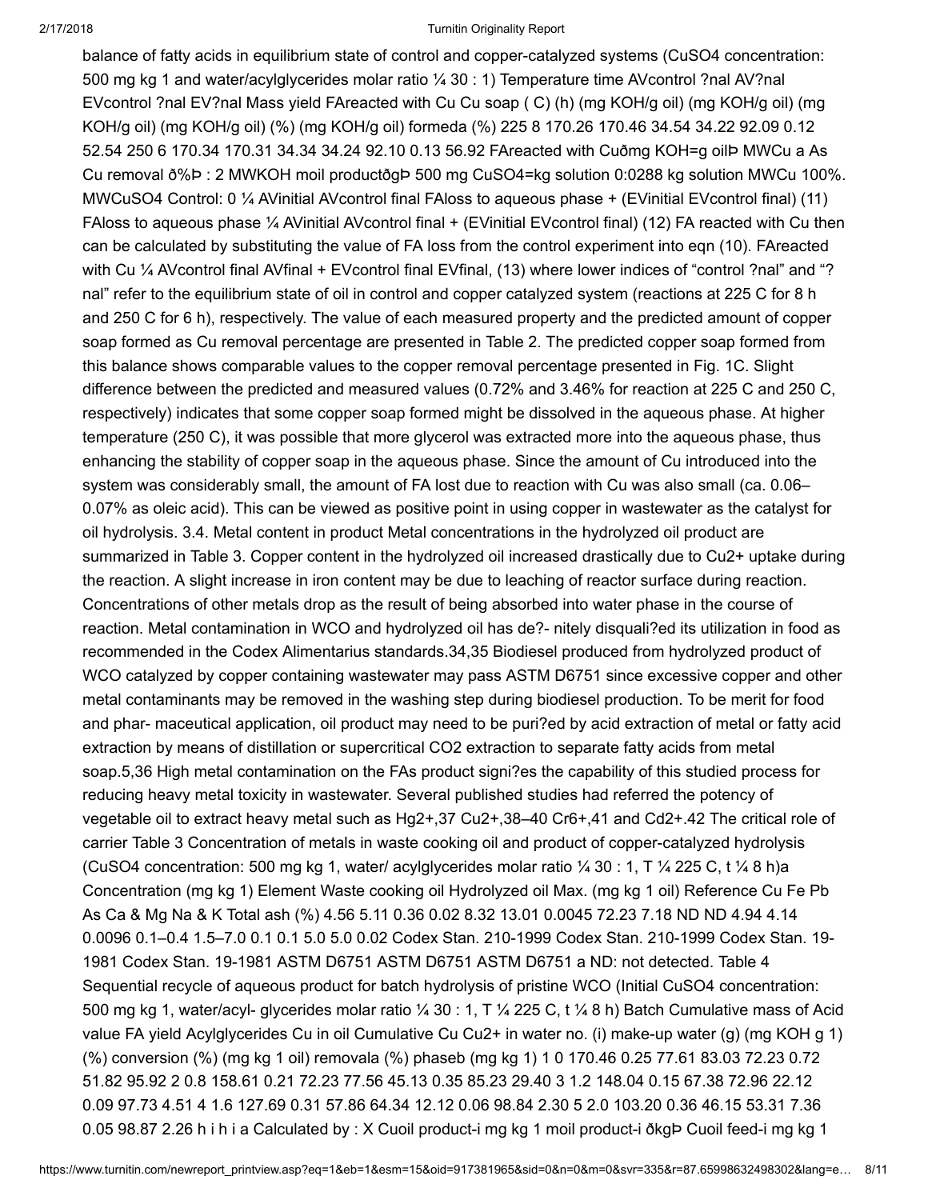balance of fatty acids in equilibrium state of control and copper-catalyzed systems ($CuSO_4$ concentration: 500 mg kg 1 and water/acylglycerides molar ratio ¼ 30 : 1) Temperature time AVcontrol ?nal AV?nal EVcontrol ?nal EV?nal Mass yield FAreacted with Cu Cu soap ( C) (h) (mg KOH/g oil) (mg KOH/g oil) (mg KOH/g oil) (mg KOH/g oil) (%) (mg KOH/g oil) formeda (%) 225 8 170.26 170.46 34.54 34.22 92.09 0.12 52.54 250 6 170.34 170.31 34.34 34.24 92.10 0.13 56.92 FAreacted with Cuðmg KOH=g oilÞ MWCu a As Cu removal ð%Þ : 2 MWKOH moil productðgÞ 500 mg CuSO4=kg solution 0:0288 kg solution MWCu 100%. MWCuSO4 Control: 0 ¼ AVinitial AVcontrol final FAloss to aqueous phase + (EVinitial EVcontrol final) (11) FAloss to aqueous phase ¼ AVinitial AVcontrol final + (EVinitial EVcontrol final) (12) FA reacted with Cu then can be calculated by substituting the value of FA loss from the control experiment into eqn (10). FAreacted with Cu ¼ AVcontrol final AVfinal + EVcontrol final EVfinal, (13) where lower indices of "control ?nal" and "?nal" refer to the equilibrium state of oil in control and copper catalyzed system (reactions at 225 C for 8 h and 250 C for 6 h), respectively. The value of each measured property and the predicted amount of copper soap formed as Cu removal percentage are presented in Table 2. The predicted copper soap formed from this balance shows comparable values to the copper removal percentage presented in Fig. 1C. Slight difference between the predicted and measured values (0.72% and 3.46% for reaction at 225 C and 250 C, respectively) indicates that some copper soap formed might be dissolved in the aqueous phase. At higher temperature (250 C), it was possible that more glycerol was extracted more into the aqueous phase, thus enhancing the stability of copper soap in the aqueous phase. Since the amount of Cu introduced into the system was considerably small, the amount of FA lost due to reaction with Cu was also small (ca. 0.06–0.07% as oleic acid). This can be viewed as positive point in using copper in wastewater as the catalyst for oil hydrolysis. 3.4. Metal content in product Metal concentrations in the hydrolyzed oil product are summarized in Table 3. Copper content in the hydrolyzed oil increased drastically due to $Cu^{2+}$ uptake during the reaction. A slight increase in iron content may be due to leaching of reactor surface during reaction. Concentrations of other metals drop as the result of being absorbed into water phase in the course of reaction. Metal contamination in WCO and hydrolyzed oil has de?- nitely disquali?ed its utilization in food as recommended in the Codex Alimentarius standards.[34,35] Biodiesel produced from hydrolyzed product of WCO catalyzed by copper containing wastewater may pass ASTM D6751 since excessive copper and other metal contaminants may be removed in the washing step during biodiesel production. To be merit for food and phar- maceutical application, oil product may need to be puri?ed by acid extraction of metal or fatty acid extraction by means of distillation or supercritical $CO_2$ extraction to separate fatty acids from metal soap.[5,36] High metal contamination on the FAs product signi?es the capability of this studied process for reducing heavy metal toxicity in wastewater. Several published studies had referred the potency of vegetable oil to extract heavy metal such as $Hg^{2+}$,[37] $Cu^{2+}$,[38–40] $Cr^{6+}$,[41] and $Cd^{2+}$.[42] The critical role of carrier Table 3 Concentration of metals in waste cooking oil and product of copper-catalyzed hydrolysis ($CuSO_4$ concentration: 500 mg kg 1, water/ acylglycerides molar ratio ¼ 30 : 1, T ¼ 225 C, t ¼ 8 h)a Concentration (mg kg 1) Element Waste cooking oil Hydrolyzed oil Max. (mg kg 1 oil) Reference Cu Fe Pb As Ca & Mg Na & K Total ash (%) 4.56 5.11 0.36 0.02 8.32 13.01 0.0045 72.23 7.18 ND ND 4.94 4.14 0.0096 0.1–0.4 1.5–7.0 0.1 0.1 5.0 5.0 0.02 Codex Stan. 210-1999 Codex Stan. 210-1999 Codex Stan. 19-1981 Codex Stan. 19-1981 ASTM D6751 ASTM D6751 ASTM D6751 a ND: not detected. Table 4 Sequential recycle of aqueous product for batch hydrolysis of pristine WCO (Initial $CuSO_4$ concentration: 500 mg kg 1, water/acyl- glycerides molar ratio ¼ 30 : 1, T ¼ 225 C, t ¼ 8 h) Batch Cumulative mass of Acid value FA yield Acylglycerides Cu in oil Cumulative Cu $Cu^{2+}$ in water no. (i) make-up water (g) (mg KOH g 1) (%) conversion (%) (mg kg 1 oil) removala (%) phaseb (mg kg 1) 1 0 170.46 0.25 77.61 83.03 72.23 0.72 51.82 95.92 2 0.8 158.61 0.21 72.23 77.56 45.13 0.35 85.23 29.40 3 1.2 148.04 0.15 67.38 72.96 22.12 0.09 97.73 4.51 4 1.6 127.69 0.31 57.86 64.34 12.12 0.06 98.84 2.30 5 2.0 103.20 0.36 46.15 53.31 7.36 0.05 98.87 2.26 h i h i a Calculated by : X Cuoil product-i mg kg 1 moil product-i ðkgÞ Cuoil feed-i mg kg 1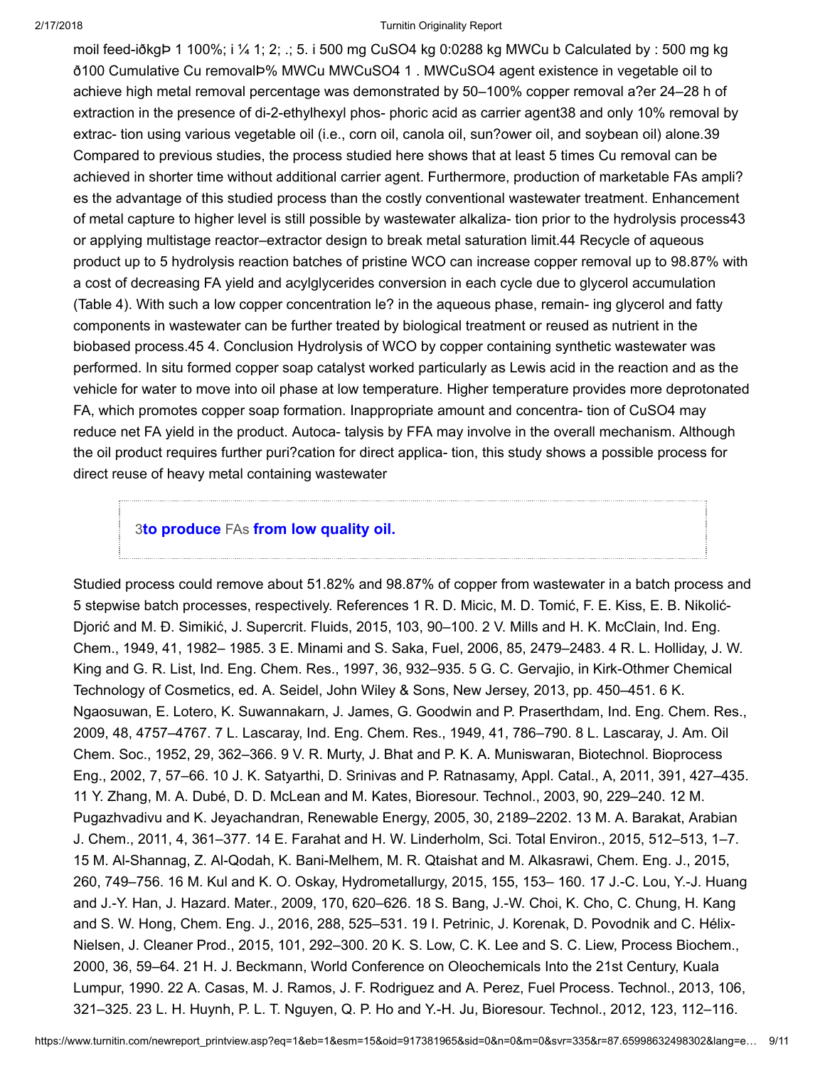moil feed-iðkgÞ 1 100%; i ¼ 1; 2; .; 5. i 500 mg CuSO4 kg 0:0288 kg MWCu b Calculated by : 500 mg kg ð100 Cumulative Cu removalÞ% MWCu MWCuSO4 1 . MWCuSO4 agent existence in vegetable oil to achieve high metal removal percentage was demonstrated by 50–100% copper removal a?er 24–28 h of extraction in the presence of di-2-ethylhexyl phos- phoric acid as carrier agent38 and only 10% removal by extrac- tion using various vegetable oil (i.e., corn oil, canola oil, sun?ower oil, and soybean oil) alone.39 Compared to previous studies, the process studied here shows that at least 5 times Cu removal can be achieved in shorter time without additional carrier agent. Furthermore, production of marketable FAs ampli? es the advantage of this studied process than the costly conventional wastewater treatment. Enhancement of metal capture to higher level is still possible by wastewater alkaliza- tion prior to the hydrolysis process43 or applying multistage reactor–extractor design to break metal saturation limit.44 Recycle of aqueous product up to 5 hydrolysis reaction batches of pristine WCO can increase copper removal up to 98.87% with a cost of decreasing FA yield and acylglycerides conversion in each cycle due to glycerol accumulation (Table 4). With such a low copper concentration le? in the aqueous phase, remain- ing glycerol and fatty components in wastewater can be further treated by biological treatment or reused as nutrient in the biobased process.45 4. Conclusion Hydrolysis of WCO by copper containing synthetic wastewater was performed. In situ formed copper soap catalyst worked particularly as Lewis acid in the reaction and as the vehicle for water to move into oil phase at low temperature. Higher temperature provides more deprotonated FA, which promotes copper soap formation. Inappropriate amount and concentra- tion of CuSO4 may reduce net FA yield in the product. Autoca- talysis by FFA may involve in the overall mechanism. Although the oil product requires further puri?cation for direct applica- tion, this study shows a possible process for direct reuse of heavy metal containing wastewater

3**to produce** FAs **from low quality oil.**

Studied process could remove about 51.82% and 98.87% of copper from wastewater in a batch process and 5 stepwise batch processes, respectively. References 1 R. D. Micic, M. D. Tomić, F. E. Kiss, E. B. Nikolić-Djorić and M. Đ. Simikić, J. Supercrit. Fluids, 2015, 103, 90–100. 2 V. Mills and H. K. McClain, Ind. Eng. Chem., 1949, 41, 1982– 1985. 3 E. Minami and S. Saka, Fuel, 2006, 85, 2479–2483. 4 R. L. Holliday, J. W. King and G. R. List, Ind. Eng. Chem. Res., 1997, 36, 932–935. 5 G. C. Gervajio, in Kirk-Othmer Chemical Technology of Cosmetics, ed. A. Seidel, John Wiley & Sons, New Jersey, 2013, pp. 450–451. 6 K. Ngaosuwan, E. Lotero, K. Suwannakarn, J. James, G. Goodwin and P. Praserthdam, Ind. Eng. Chem. Res., 2009, 48, 4757–4767. 7 L. Lascaray, Ind. Eng. Chem. Res., 1949, 41, 786–790. 8 L. Lascaray, J. Am. Oil Chem. Soc., 1952, 29, 362–366. 9 V. R. Murty, J. Bhat and P. K. A. Muniswaran, Biotechnol. Bioprocess Eng., 2002, 7, 57–66. 10 J. K. Satyarthi, D. Srinivas and P. Ratnasamy, Appl. Catal., A, 2011, 391, 427–435. 11 Y. Zhang, M. A. Dubé, D. D. McLean and M. Kates, Bioresour. Technol., 2003, 90, 229–240. 12 M. Pugazhvadivu and K. Jeyachandran, Renewable Energy, 2005, 30, 2189–2202. 13 M. A. Barakat, Arabian J. Chem., 2011, 4, 361–377. 14 E. Farahat and H. W. Linderholm, Sci. Total Environ., 2015, 512–513, 1–7. 15 M. Al-Shannag, Z. Al-Qodah, K. Bani-Melhem, M. R. Qtaishat and M. Alkasrawi, Chem. Eng. J., 2015, 260, 749–756. 16 M. Kul and K. O. Oskay, Hydrometallurgy, 2015, 155, 153– 160. 17 J.-C. Lou, Y.-J. Huang and J.-Y. Han, J. Hazard. Mater., 2009, 170, 620–626. 18 S. Bang, J.-W. Choi, K. Cho, C. Chung, H. Kang and S. W. Hong, Chem. Eng. J., 2016, 288, 525–531. 19 I. Petrinic, J. Korenak, D. Povodnik and C. Hélix-Nielsen, J. Cleaner Prod., 2015, 101, 292–300. 20 K. S. Low, C. K. Lee and S. C. Liew, Process Biochem., 2000, 36, 59–64. 21 H. J. Beckmann, World Conference on Oleochemicals Into the 21st Century, Kuala Lumpur, 1990. 22 A. Casas, M. J. Ramos, J. F. Rodriguez and A. Perez, Fuel Process. Technol., 2013, 106, 321–325. 23 L. H. Huynh, P. L. T. Nguyen, Q. P. Ho and Y.-H. Ju, Bioresour. Technol., 2012, 123, 112–116.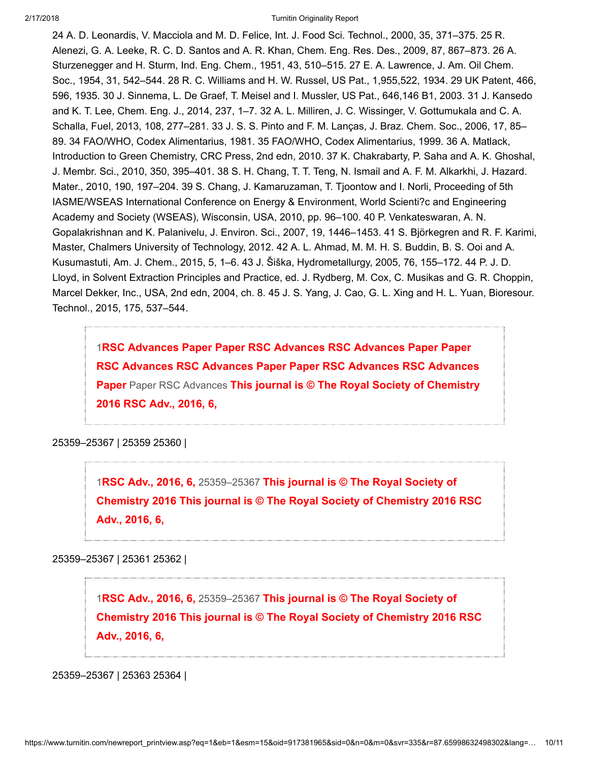24 A. D. Leonardis, V. Macciola and M. D. Felice, Int. J. Food Sci. Technol., 2000, 35, 371–375. 25 R. Alenezi, G. A. Leeke, R. C. D. Santos and A. R. Khan, Chem. Eng. Res. Des., 2009, 87, 867–873. 26 A. Sturzenegger and H. Sturm, Ind. Eng. Chem., 1951, 43, 510–515. 27 E. A. Lawrence, J. Am. Oil Chem. Soc., 1954, 31, 542–544. 28 R. C. Williams and H. W. Russel, US Pat., 1,955,522, 1934. 29 UK Patent, 466, 596, 1935. 30 J. Sinnema, L. De Graef, T. Meisel and I. Mussler, US Pat., 646,146 B1, 2003. 31 J. Kansedo and K. T. Lee, Chem. Eng. J., 2014, 237, 1–7. 32 A. L. Milliren, J. C. Wissinger, V. Gottumukala and C. A. Schalla, Fuel, 2013, 108, 277–281. 33 J. S. S. Pinto and F. M. Lanças, J. Braz. Chem. Soc., 2006, 17, 85–89. 34 FAO/WHO, Codex Alimentarius, 1981. 35 FAO/WHO, Codex Alimentarius, 1999. 36 A. Matlack, Introduction to Green Chemistry, CRC Press, 2nd edn, 2010. 37 K. Chakrabarty, P. Saha and A. K. Ghoshal, J. Membr. Sci., 2010, 350, 395–401. 38 S. H. Chang, T. T. Teng, N. Ismail and A. F. M. Alkarkhi, J. Hazard. Mater., 2010, 190, 197–204. 39 S. Chang, J. Kamaruzaman, T. Tjoontow and I. Norli, Proceeding of 5th IASME/WSEAS International Conference on Energy & Environment, World Scienti?c and Engineering Academy and Society (WSEAS), Wisconsin, USA, 2010, pp. 96–100. 40 P. Venkateswaran, A. N. Gopalakrishnan and K. Palanivelu, J. Environ. Sci., 2007, 19, 1446–1453. 41 S. Björkegren and R. F. Karimi, Master, Chalmers University of Technology, 2012. 42 A. L. Ahmad, M. M. H. S. Buddin, B. S. Ooi and A. Kusumastuti, Am. J. Chem., 2015, 5, 1–6. 43 J. Šiška, Hydrometallurgy, 2005, 76, 155–172. 44 P. J. D. Lloyd, in Solvent Extraction Principles and Practice, ed. J. Rydberg, M. Cox, C. Musikas and G. R. Choppin, Marcel Dekker, Inc., USA, 2nd edn, 2004, ch. 8. 45 J. S. Yang, J. Cao, G. L. Xing and H. L. Yuan, Bioresour. Technol., 2015, 175, 537–544.

> 1**RSC Advances Paper Paper RSC Advances RSC Advances Paper Paper RSC Advances RSC Advances Paper Paper RSC Advances RSC Advances Paper** Paper RSC Advances **This journal is © The Royal Society of Chemistry 2016 RSC Adv., 2016, 6,**

25359–25367 | 25359 25360 |

> 1**RSC Adv., 2016, 6,** 25359–25367 **This journal is © The Royal Society of Chemistry 2016 This journal is © The Royal Society of Chemistry 2016 RSC Adv., 2016, 6,**

25359–25367 | 25361 25362 |

> 1**RSC Adv., 2016, 6,** 25359–25367 **This journal is © The Royal Society of Chemistry 2016 This journal is © The Royal Society of Chemistry 2016 RSC Adv., 2016, 6,**

25359–25367 | 25363 25364 |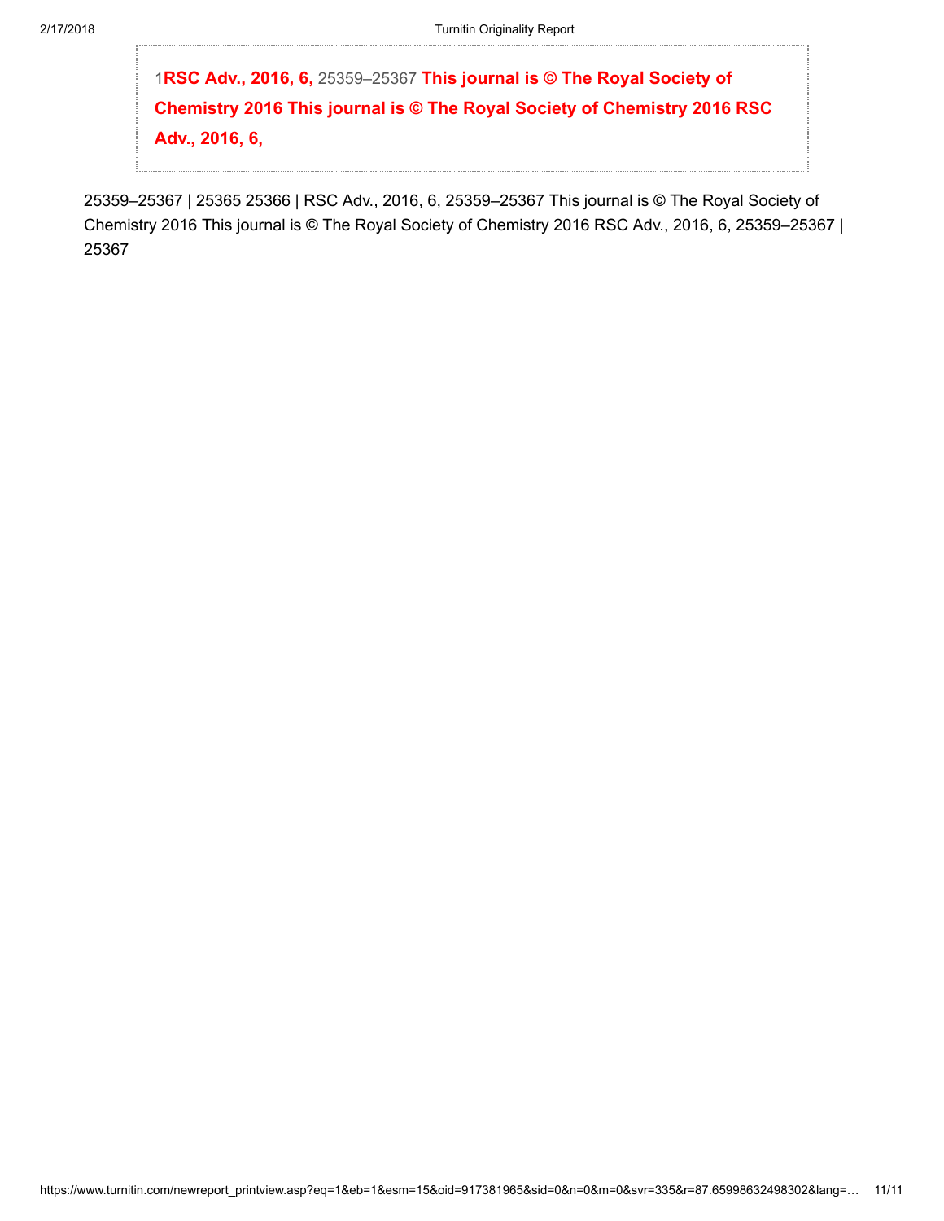1**RSC Adv., 2016, 6,** 25359–25367 **This journal is © The Royal Society of Chemistry 2016 This journal is © The Royal Society of Chemistry 2016 RSC Adv., 2016, 6,**

25359–25367 | 25365 25366 | RSC Adv., 2016, 6, 25359–25367 This journal is © The Royal Society of Chemistry 2016 This journal is © The Royal Society of Chemistry 2016 RSC Adv., 2016, 6, 25359–25367 | 25367